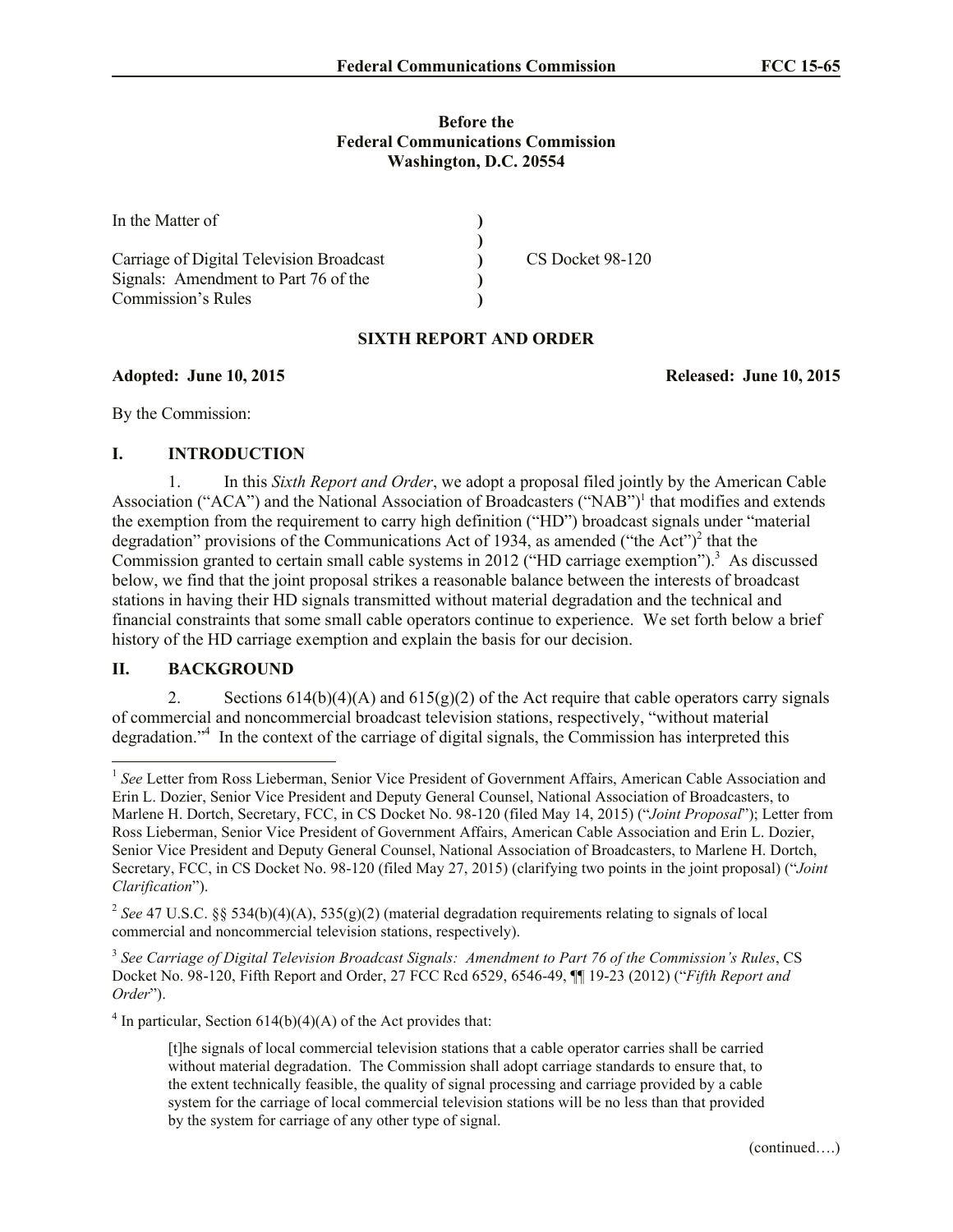**Before the**
**Federal Communications Commission**
**Washington, D.C. 20554**

| | | |
|---|---|---|
| In the Matter of | ) | |
| | ) | |
| Carriage of Digital Television Broadcast Signals: Amendment to Part 76 of the Commission's Rules | ) | CS Docket 98-120 |
| | ) | |
| | ) | |

**SIXTH REPORT AND ORDER**

**Adopted: June 10, 2015** **Released: June 10, 2015**

By the Commission:

## I. INTRODUCTION

1. In this *Sixth Report and Order*, we adopt a proposal filed jointly by the American Cable Association ("ACA") and the National Association of Broadcasters ("NAB")[1] that modifies and extends the exemption from the requirement to carry high definition ("HD") broadcast signals under "material degradation" provisions of the Communications Act of 1934, as amended ("the Act")[2] that the Commission granted to certain small cable systems in 2012 ("HD carriage exemption").[3] As discussed below, we find that the joint proposal strikes a reasonable balance between the interests of broadcast stations in having their HD signals transmitted without material degradation and the technical and financial constraints that some small cable operators continue to experience. We set forth below a brief history of the HD carriage exemption and explain the basis for our decision.

## II. BACKGROUND

2. Sections 614(b)(4)(A) and 615(g)(2) of the Act require that cable operators carry signals of commercial and noncommercial broadcast television stations, respectively, "without material degradation."[4] In the context of the carriage of digital signals, the Commission has interpreted this

---

[1] *See* Letter from Ross Lieberman, Senior Vice President of Government Affairs, American Cable Association and Erin L. Dozier, Senior Vice President and Deputy General Counsel, National Association of Broadcasters, to Marlene H. Dortch, Secretary, FCC, in CS Docket No. 98-120 (filed May 14, 2015) ("*Joint Proposal*"); Letter from Ross Lieberman, Senior Vice President of Government Affairs, American Cable Association and Erin L. Dozier, Senior Vice President and Deputy General Counsel, National Association of Broadcasters, to Marlene H. Dortch, Secretary, FCC, in CS Docket No. 98-120 (filed May 27, 2015) (clarifying two points in the joint proposal) ("*Joint Clarification*").

[2] *See* 47 U.S.C. §§ 534(b)(4)(A), 535(g)(2) (material degradation requirements relating to signals of local commercial and noncommercial television stations, respectively).

[3] *See Carriage of Digital Television Broadcast Signals: Amendment to Part 76 of the Commission's Rules*, CS Docket No. 98-120, Fifth Report and Order, 27 FCC Rcd 6529, 6546-49, ¶¶ 19-23 (2012) ("*Fifth Report and Order*").

[4] In particular, Section 614(b)(4)(A) of the Act provides that:

> [t]he signals of local commercial television stations that a cable operator carries shall be carried without material degradation. The Commission shall adopt carriage standards to ensure that, to the extent technically feasible, the quality of signal processing and carriage provided by a cable system for the carriage of local commercial television stations will be no less than that provided by the system for carriage of any other type of signal.

(continued….)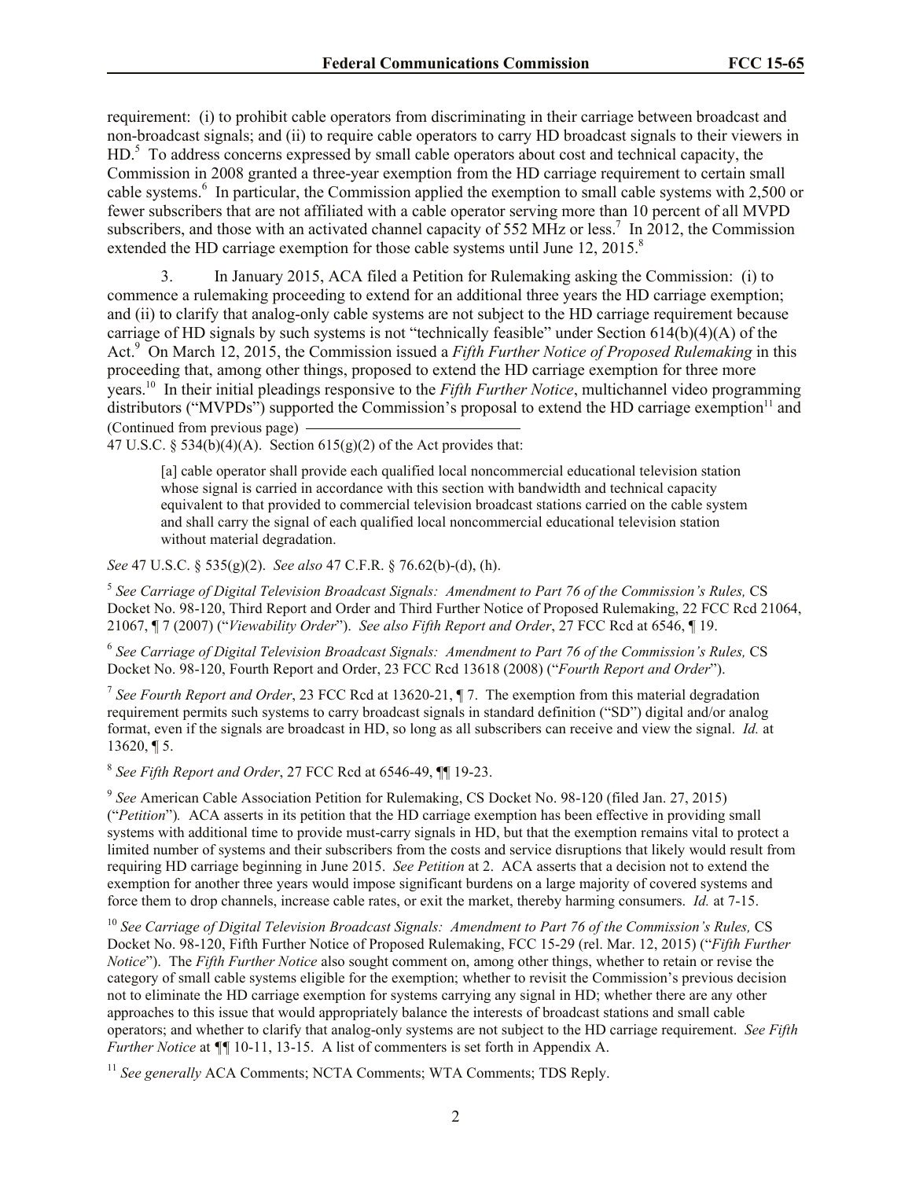requirement: (i) to prohibit cable operators from discriminating in their carriage between broadcast and non-broadcast signals; and (ii) to require cable operators to carry HD broadcast signals to their viewers in HD.[5] To address concerns expressed by small cable operators about cost and technical capacity, the Commission in 2008 granted a three-year exemption from the HD carriage requirement to certain small cable systems.[6] In particular, the Commission applied the exemption to small cable systems with 2,500 or fewer subscribers that are not affiliated with a cable operator serving more than 10 percent of all MVPD subscribers, and those with an activated channel capacity of 552 MHz or less.[7] In 2012, the Commission extended the HD carriage exemption for those cable systems until June 12, 2015.[8]

3. In January 2015, ACA filed a Petition for Rulemaking asking the Commission: (i) to commence a rulemaking proceeding to extend for an additional three years the HD carriage exemption; and (ii) to clarify that analog-only cable systems are not subject to the HD carriage requirement because carriage of HD signals by such systems is not "technically feasible" under Section 614(b)(4)(A) of the Act.[9] On March 12, 2015, the Commission issued a *Fifth Further Notice of Proposed Rulemaking* in this proceeding that, among other things, proposed to extend the HD carriage exemption for three more years.[10] In their initial pleadings responsive to the *Fifth Further Notice*, multichannel video programming distributors ("MVPDs") supported the Commission's proposal to extend the HD carriage exemption[11] and

(Continued from previous page)

47 U.S.C. § 534(b)(4)(A). Section 615(g)(2) of the Act provides that:

> [a] cable operator shall provide each qualified local noncommercial educational television station whose signal is carried in accordance with this section with bandwidth and technical capacity equivalent to that provided to commercial television broadcast stations carried on the cable system and shall carry the signal of each qualified local noncommercial educational television station without material degradation.

*See* 47 U.S.C. § 535(g)(2). *See also* 47 C.F.R. § 76.62(b)-(d), (h).

[5] *See Carriage of Digital Television Broadcast Signals: Amendment to Part 76 of the Commission's Rules,* CS Docket No. 98-120, Third Report and Order and Third Further Notice of Proposed Rulemaking, 22 FCC Rcd 21064, 21067, ¶ 7 (2007) ("*Viewability Order*"). *See also Fifth Report and Order*, 27 FCC Rcd at 6546, ¶ 19.

[6] *See Carriage of Digital Television Broadcast Signals: Amendment to Part 76 of the Commission's Rules,* CS Docket No. 98-120, Fourth Report and Order, 23 FCC Rcd 13618 (2008) ("*Fourth Report and Order*").

[7] *See Fourth Report and Order*, 23 FCC Rcd at 13620-21, ¶ 7. The exemption from this material degradation requirement permits such systems to carry broadcast signals in standard definition ("SD") digital and/or analog format, even if the signals are broadcast in HD, so long as all subscribers can receive and view the signal. *Id.* at 13620, ¶ 5.

[8] *See Fifth Report and Order*, 27 FCC Rcd at 6546-49, ¶¶ 19-23.

[9] *See* American Cable Association Petition for Rulemaking, CS Docket No. 98-120 (filed Jan. 27, 2015) ("*Petition*"). ACA asserts in its petition that the HD carriage exemption has been effective in providing small systems with additional time to provide must-carry signals in HD, but that the exemption remains vital to protect a limited number of systems and their subscribers from the costs and service disruptions that likely would result from requiring HD carriage beginning in June 2015. *See Petition* at 2. ACA asserts that a decision not to extend the exemption for another three years would impose significant burdens on a large majority of covered systems and force them to drop channels, increase cable rates, or exit the market, thereby harming consumers. *Id.* at 7-15.

[10] *See Carriage of Digital Television Broadcast Signals: Amendment to Part 76 of the Commission's Rules,* CS Docket No. 98-120, Fifth Further Notice of Proposed Rulemaking, FCC 15-29 (rel. Mar. 12, 2015) ("*Fifth Further Notice*"). The *Fifth Further Notice* also sought comment on, among other things, whether to retain or revise the category of small cable systems eligible for the exemption; whether to revisit the Commission's previous decision not to eliminate the HD carriage exemption for systems carrying any signal in HD; whether there are any other approaches to this issue that would appropriately balance the interests of broadcast stations and small cable operators; and whether to clarify that analog-only systems are not subject to the HD carriage requirement. *See Fifth Further Notice* at ¶¶ 10-11, 13-15. A list of commenters is set forth in Appendix A.

[11] *See generally* ACA Comments; NCTA Comments; WTA Comments; TDS Reply.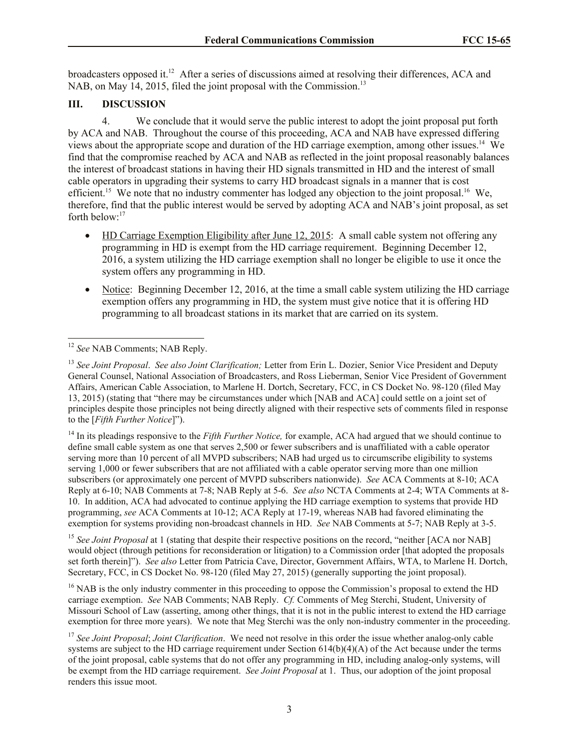broadcasters opposed it.[12] After a series of discussions aimed at resolving their differences, ACA and NAB, on May 14, 2015, filed the joint proposal with the Commission.[13]

## III. DISCUSSION

4. We conclude that it would serve the public interest to adopt the joint proposal put forth by ACA and NAB. Throughout the course of this proceeding, ACA and NAB have expressed differing views about the appropriate scope and duration of the HD carriage exemption, among other issues.[14] We find that the compromise reached by ACA and NAB as reflected in the joint proposal reasonably balances the interest of broadcast stations in having their HD signals transmitted in HD and the interest of small cable operators in upgrading their systems to carry HD broadcast signals in a manner that is cost efficient.[15] We note that no industry commenter has lodged any objection to the joint proposal.[16] We, therefore, find that the public interest would be served by adopting ACA and NAB's joint proposal, as set forth below:[17]

- HD Carriage Exemption Eligibility after June 12, 2015: A small cable system not offering any programming in HD is exempt from the HD carriage requirement. Beginning December 12, 2016, a system utilizing the HD carriage exemption shall no longer be eligible to use it once the system offers any programming in HD.
- Notice: Beginning December 12, 2016, at the time a small cable system utilizing the HD carriage exemption offers any programming in HD, the system must give notice that it is offering HD programming to all broadcast stations in its market that are carried on its system.

---

[12] *See* NAB Comments; NAB Reply.

[13] *See Joint Proposal*. *See also Joint Clarification;* Letter from Erin L. Dozier, Senior Vice President and Deputy General Counsel, National Association of Broadcasters, and Ross Lieberman, Senior Vice President of Government Affairs, American Cable Association, to Marlene H. Dortch, Secretary, FCC, in CS Docket No. 98-120 (filed May 13, 2015) (stating that "there may be circumstances under which [NAB and ACA] could settle on a joint set of principles despite those principles not being directly aligned with their respective sets of comments filed in response to the [*Fifth Further Notice*]").

[14] In its pleadings responsive to the *Fifth Further Notice,* for example, ACA had argued that we should continue to define small cable system as one that serves 2,500 or fewer subscribers and is unaffiliated with a cable operator serving more than 10 percent of all MVPD subscribers; NAB had urged us to circumscribe eligibility to systems serving 1,000 or fewer subscribers that are not affiliated with a cable operator serving more than one million subscribers (or approximately one percent of MVPD subscribers nationwide). *See* ACA Comments at 8-10; ACA Reply at 6-10; NAB Comments at 7-8; NAB Reply at 5-6. *See also* NCTA Comments at 2-4; WTA Comments at 8-10. In addition, ACA had advocated to continue applying the HD carriage exemption to systems that provide HD programming, *see* ACA Comments at 10-12; ACA Reply at 17-19, whereas NAB had favored eliminating the exemption for systems providing non-broadcast channels in HD. *See* NAB Comments at 5-7; NAB Reply at 3-5.

[15] *See Joint Proposal* at 1 (stating that despite their respective positions on the record, "neither [ACA nor NAB] would object (through petitions for reconsideration or litigation) to a Commission order [that adopted the proposals set forth therein]"). *See also* Letter from Patricia Cave, Director, Government Affairs, WTA, to Marlene H. Dortch, Secretary, FCC, in CS Docket No. 98-120 (filed May 27, 2015) (generally supporting the joint proposal).

[16] NAB is the only industry commenter in this proceeding to oppose the Commission's proposal to extend the HD carriage exemption. *See* NAB Comments; NAB Reply. *Cf.* Comments of Meg Sterchi, Student, University of Missouri School of Law (asserting, among other things, that it is not in the public interest to extend the HD carriage exemption for three more years). We note that Meg Sterchi was the only non-industry commenter in the proceeding.

[17] *See Joint Proposal*; *Joint Clarification*. We need not resolve in this order the issue whether analog-only cable systems are subject to the HD carriage requirement under Section 614(b)(4)(A) of the Act because under the terms of the joint proposal, cable systems that do not offer any programming in HD, including analog-only systems, will be exempt from the HD carriage requirement. *See Joint Proposal* at 1. Thus, our adoption of the joint proposal renders this issue moot.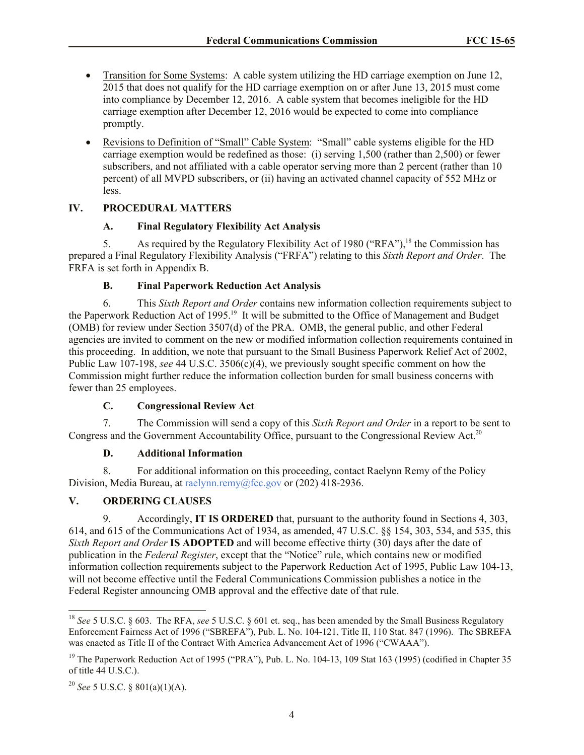- Transition for Some Systems: A cable system utilizing the HD carriage exemption on June 12, 2015 that does not qualify for the HD carriage exemption on or after June 13, 2015 must come into compliance by December 12, 2016. A cable system that becomes ineligible for the HD carriage exemption after December 12, 2016 would be expected to come into compliance promptly.
- Revisions to Definition of "Small" Cable System: "Small" cable systems eligible for the HD carriage exemption would be redefined as those: (i) serving 1,500 (rather than 2,500) or fewer subscribers, and not affiliated with a cable operator serving more than 2 percent (rather than 10 percent) of all MVPD subscribers, or (ii) having an activated channel capacity of 552 MHz or less.

## IV. PROCEDURAL MATTERS

### A. Final Regulatory Flexibility Act Analysis

5. As required by the Regulatory Flexibility Act of 1980 ("RFA"),[18] the Commission has prepared a Final Regulatory Flexibility Analysis ("FRFA") relating to this *Sixth Report and Order*. The FRFA is set forth in Appendix B.

### B. Final Paperwork Reduction Act Analysis

6. This *Sixth Report and Order* contains new information collection requirements subject to the Paperwork Reduction Act of 1995.[19] It will be submitted to the Office of Management and Budget (OMB) for review under Section 3507(d) of the PRA. OMB, the general public, and other Federal agencies are invited to comment on the new or modified information collection requirements contained in this proceeding. In addition, we note that pursuant to the Small Business Paperwork Relief Act of 2002, Public Law 107-198, *see* 44 U.S.C. 3506(c)(4), we previously sought specific comment on how the Commission might further reduce the information collection burden for small business concerns with fewer than 25 employees.

### C. Congressional Review Act

7. The Commission will send a copy of this *Sixth Report and Order* in a report to be sent to Congress and the Government Accountability Office, pursuant to the Congressional Review Act.[20]

### D. Additional Information

8. For additional information on this proceeding, contact Raelynn Remy of the Policy Division, Media Bureau, at raelynn.remy@fcc.gov or (202) 418-2936.

## V. ORDERING CLAUSES

9. Accordingly, **IT IS ORDERED** that, pursuant to the authority found in Sections 4, 303, 614, and 615 of the Communications Act of 1934, as amended, 47 U.S.C. §§ 154, 303, 534, and 535, this *Sixth Report and Order* **IS ADOPTED** and will become effective thirty (30) days after the date of publication in the *Federal Register*, except that the "Notice" rule, which contains new or modified information collection requirements subject to the Paperwork Reduction Act of 1995, Public Law 104-13, will not become effective until the Federal Communications Commission publishes a notice in the Federal Register announcing OMB approval and the effective date of that rule.

---

[18] *See* 5 U.S.C. § 603. The RFA, *see* 5 U.S.C. § 601 et. seq., has been amended by the Small Business Regulatory Enforcement Fairness Act of 1996 ("SBREFA"), Pub. L. No. 104-121, Title II, 110 Stat. 847 (1996). The SBREFA was enacted as Title II of the Contract With America Advancement Act of 1996 ("CWAAA").

[19] The Paperwork Reduction Act of 1995 ("PRA"), Pub. L. No. 104-13, 109 Stat 163 (1995) (codified in Chapter 35 of title 44 U.S.C.).

[20] *See* 5 U.S.C. § 801(a)(1)(A).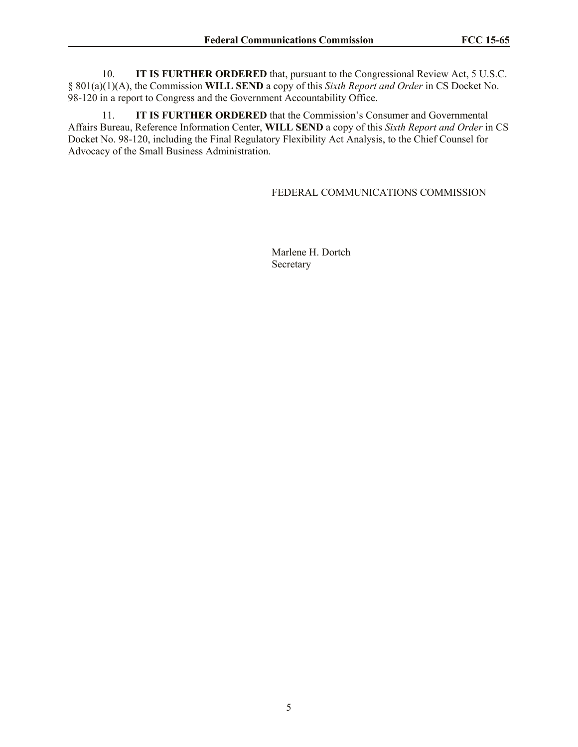10. **IT IS FURTHER ORDERED** that, pursuant to the Congressional Review Act, 5 U.S.C. § 801(a)(1)(A), the Commission **WILL SEND** a copy of this *Sixth Report and Order* in CS Docket No. 98-120 in a report to Congress and the Government Accountability Office.

11. **IT IS FURTHER ORDERED** that the Commission's Consumer and Governmental Affairs Bureau, Reference Information Center, **WILL SEND** a copy of this *Sixth Report and Order* in CS Docket No. 98-120, including the Final Regulatory Flexibility Act Analysis, to the Chief Counsel for Advocacy of the Small Business Administration.

FEDERAL COMMUNICATIONS COMMISSION

Marlene H. Dortch
Secretary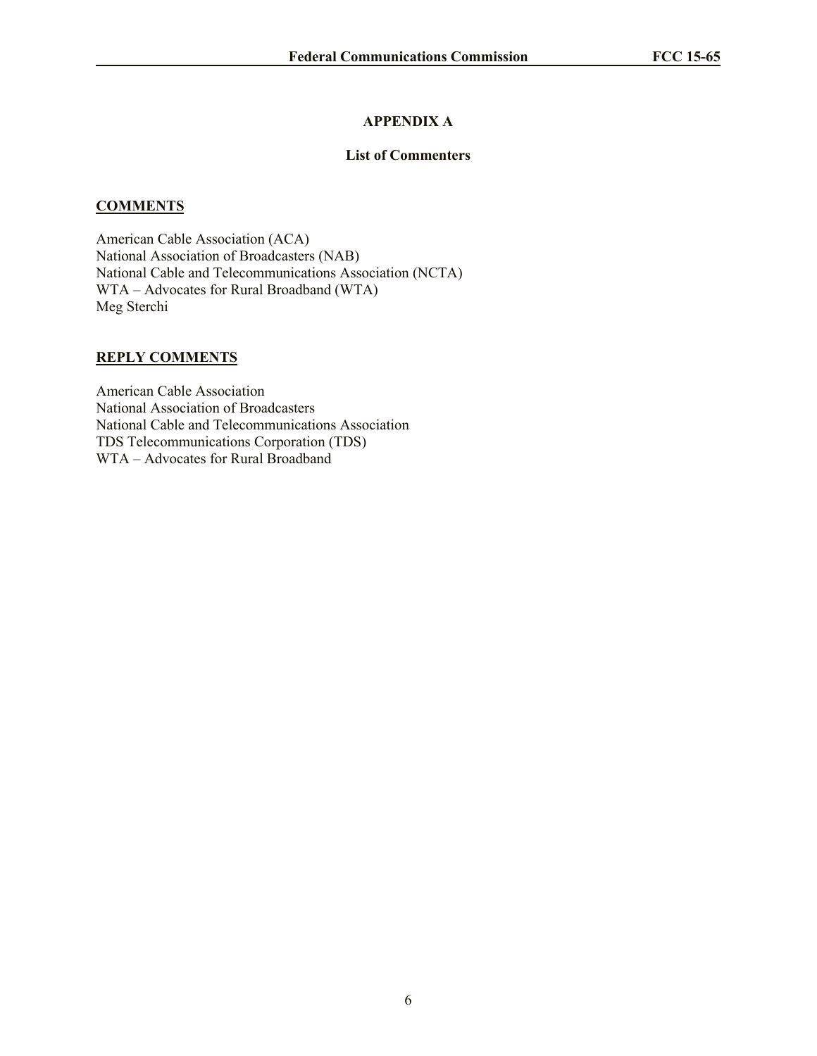# APPENDIX A

## List of Commenters

**COMMENTS**

American Cable Association (ACA)
National Association of Broadcasters (NAB)
National Cable and Telecommunications Association (NCTA)
WTA – Advocates for Rural Broadband (WTA)
Meg Sterchi

**REPLY COMMENTS**

American Cable Association
National Association of Broadcasters
National Cable and Telecommunications Association
TDS Telecommunications Corporation (TDS)
WTA – Advocates for Rural Broadband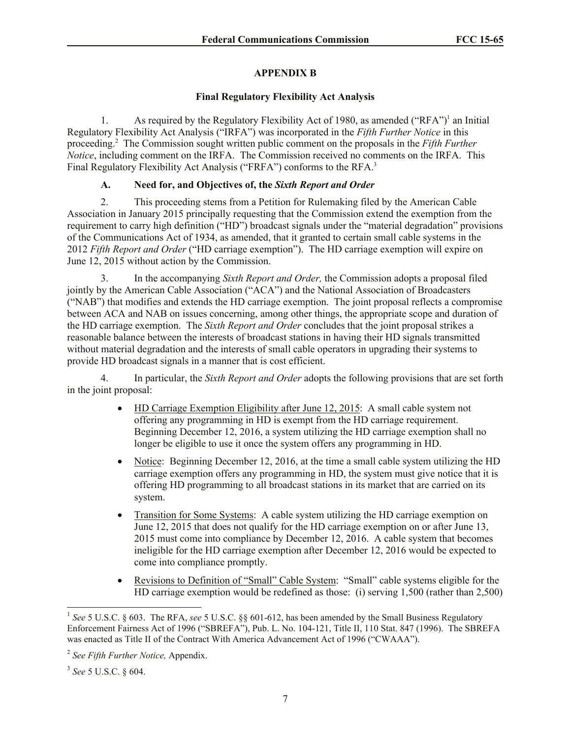## APPENDIX B

### Final Regulatory Flexibility Act Analysis

1. As required by the Regulatory Flexibility Act of 1980, as amended ("RFA")[1] an Initial Regulatory Flexibility Act Analysis ("IRFA") was incorporated in the *Fifth Further Notice* in this proceeding.[2] The Commission sought written public comment on the proposals in the *Fifth Further Notice*, including comment on the IRFA. The Commission received no comments on the IRFA. This Final Regulatory Flexibility Act Analysis ("FRFA") conforms to the RFA.[3]

### A. Need for, and Objectives of, the *Sixth Report and Order*

2. This proceeding stems from a Petition for Rulemaking filed by the American Cable Association in January 2015 principally requesting that the Commission extend the exemption from the requirement to carry high definition ("HD") broadcast signals under the "material degradation" provisions of the Communications Act of 1934, as amended, that it granted to certain small cable systems in the 2012 *Fifth Report and Order* ("HD carriage exemption"). The HD carriage exemption will expire on June 12, 2015 without action by the Commission.

3. In the accompanying *Sixth Report and Order,* the Commission adopts a proposal filed jointly by the American Cable Association ("ACA") and the National Association of Broadcasters ("NAB") that modifies and extends the HD carriage exemption. The joint proposal reflects a compromise between ACA and NAB on issues concerning, among other things, the appropriate scope and duration of the HD carriage exemption. The *Sixth Report and Order* concludes that the joint proposal strikes a reasonable balance between the interests of broadcast stations in having their HD signals transmitted without material degradation and the interests of small cable operators in upgrading their systems to provide HD broadcast signals in a manner that is cost efficient.

4. In particular, the *Sixth Report and Order* adopts the following provisions that are set forth in the joint proposal:

- HD Carriage Exemption Eligibility after June 12, 2015: A small cable system not offering any programming in HD is exempt from the HD carriage requirement. Beginning December 12, 2016, a system utilizing the HD carriage exemption shall no longer be eligible to use it once the system offers any programming in HD.
- Notice: Beginning December 12, 2016, at the time a small cable system utilizing the HD carriage exemption offers any programming in HD, the system must give notice that it is offering HD programming to all broadcast stations in its market that are carried on its system.
- Transition for Some Systems: A cable system utilizing the HD carriage exemption on June 12, 2015 that does not qualify for the HD carriage exemption on or after June 13, 2015 must come into compliance by December 12, 2016. A cable system that becomes ineligible for the HD carriage exemption after December 12, 2016 would be expected to come into compliance promptly.
- Revisions to Definition of "Small" Cable System: "Small" cable systems eligible for the HD carriage exemption would be redefined as those: (i) serving 1,500 (rather than 2,500)

---

[1] *See* 5 U.S.C. § 603. The RFA, *see* 5 U.S.C. §§ 601-612, has been amended by the Small Business Regulatory Enforcement Fairness Act of 1996 ("SBREFA"), Pub. L. No. 104-121, Title II, 110 Stat. 847 (1996). The SBREFA was enacted as Title II of the Contract With America Advancement Act of 1996 ("CWAAA").

[2] *See Fifth Further Notice,* Appendix.

[3] *See* 5 U.S.C. § 604.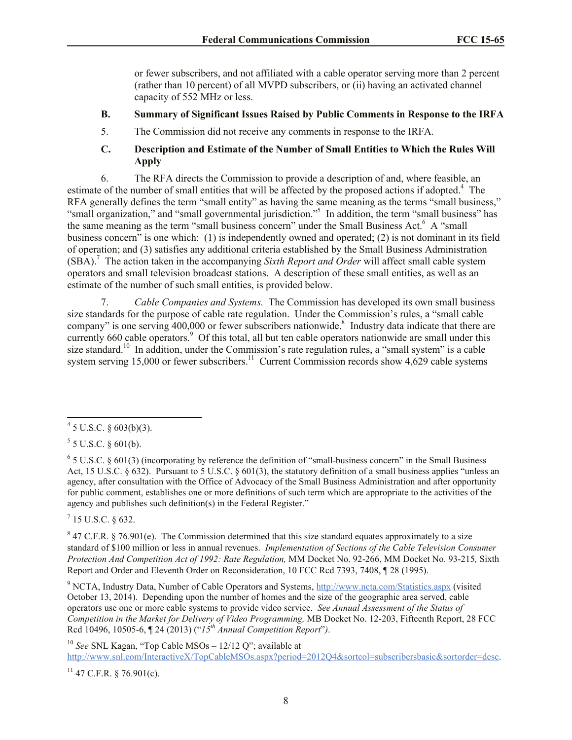or fewer subscribers, and not affiliated with a cable operator serving more than 2 percent (rather than 10 percent) of all MVPD subscribers, or (ii) having an activated channel capacity of 552 MHz or less.

### B. Summary of Significant Issues Raised by Public Comments in Response to the IRFA

5. The Commission did not receive any comments in response to the IRFA.

### C. Description and Estimate of the Number of Small Entities to Which the Rules Will Apply

6. The RFA directs the Commission to provide a description of and, where feasible, an estimate of the number of small entities that will be affected by the proposed actions if adopted.[4] The RFA generally defines the term "small entity" as having the same meaning as the terms "small business," "small organization," and "small governmental jurisdiction."[5] In addition, the term "small business" has the same meaning as the term "small business concern" under the Small Business Act.[6] A "small business concern" is one which: (1) is independently owned and operated; (2) is not dominant in its field of operation; and (3) satisfies any additional criteria established by the Small Business Administration (SBA).[7] The action taken in the accompanying *Sixth Report and Order* will affect small cable system operators and small television broadcast stations. A description of these small entities, as well as an estimate of the number of such small entities, is provided below.

7. *Cable Companies and Systems.* The Commission has developed its own small business size standards for the purpose of cable rate regulation. Under the Commission's rules, a "small cable company" is one serving 400,000 or fewer subscribers nationwide.[8] Industry data indicate that there are currently 660 cable operators.[9] Of this total, all but ten cable operators nationwide are small under this size standard.[10] In addition, under the Commission's rate regulation rules, a "small system" is a cable system serving 15,000 or fewer subscribers.[11] Current Commission records show 4,629 cable systems

---

[4] 5 U.S.C. § 603(b)(3).

[5] 5 U.S.C. § 601(b).

[6] 5 U.S.C. § 601(3) (incorporating by reference the definition of "small-business concern" in the Small Business Act, 15 U.S.C. § 632). Pursuant to 5 U.S.C. § 601(3), the statutory definition of a small business applies "unless an agency, after consultation with the Office of Advocacy of the Small Business Administration and after opportunity for public comment, establishes one or more definitions of such term which are appropriate to the activities of the agency and publishes such definition(s) in the Federal Register."

[7] 15 U.S.C. § 632.

[8] 47 C.F.R. § 76.901(e). The Commission determined that this size standard equates approximately to a size standard of $100 million or less in annual revenues. *Implementation of Sections of the Cable Television Consumer Protection And Competition Act of 1992: Rate Regulation,* MM Docket No. 92-266, MM Docket No. 93-215*,* Sixth Report and Order and Eleventh Order on Reconsideration, 10 FCC Rcd 7393, 7408, ¶ 28 (1995).

[9] NCTA, Industry Data, Number of Cable Operators and Systems, http://www.ncta.com/Statistics.aspx (visited October 13, 2014). Depending upon the number of homes and the size of the geographic area served, cable operators use one or more cable systems to provide video service. *See Annual Assessment of the Status of Competition in the Market for Delivery of Video Programming,* MB Docket No. 12-203, Fifteenth Report, 28 FCC Rcd 10496, 10505-6, ¶ 24 (2013) ("*15th Annual Competition Report*")*.*

[10] *See* SNL Kagan, "Top Cable MSOs – 12/12 Q"; available at http://www.snl.com/InteractiveX/TopCableMSOs.aspx?period=2012Q4&sortcol=subscribersbasic&sortorder=desc.

[11] 47 C.F.R. § 76.901(c).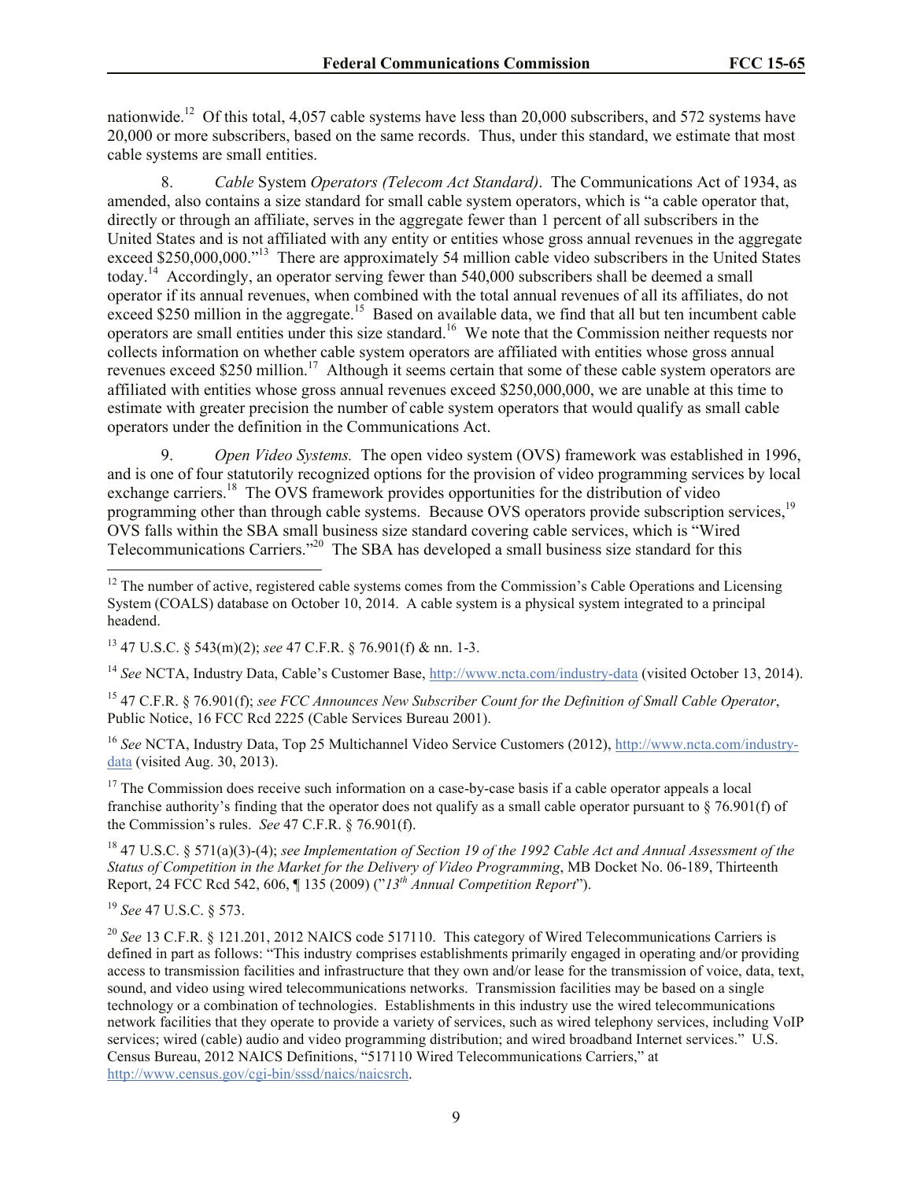nationwide.[12] Of this total, 4,057 cable systems have less than 20,000 subscribers, and 572 systems have 20,000 or more subscribers, based on the same records. Thus, under this standard, we estimate that most cable systems are small entities.

8. *Cable* System *Operators (Telecom Act Standard)*. The Communications Act of 1934, as amended, also contains a size standard for small cable system operators, which is "a cable operator that, directly or through an affiliate, serves in the aggregate fewer than 1 percent of all subscribers in the United States and is not affiliated with any entity or entities whose gross annual revenues in the aggregate exceed $250,000,000."[13] There are approximately 54 million cable video subscribers in the United States today.[14] Accordingly, an operator serving fewer than 540,000 subscribers shall be deemed a small operator if its annual revenues, when combined with the total annual revenues of all its affiliates, do not exceed $250 million in the aggregate.[15] Based on available data, we find that all but ten incumbent cable operators are small entities under this size standard.[16] We note that the Commission neither requests nor collects information on whether cable system operators are affiliated with entities whose gross annual revenues exceed $250 million.[17] Although it seems certain that some of these cable system operators are affiliated with entities whose gross annual revenues exceed $250,000,000, we are unable at this time to estimate with greater precision the number of cable system operators that would qualify as small cable operators under the definition in the Communications Act.

9. *Open Video Systems.* The open video system (OVS) framework was established in 1996, and is one of four statutorily recognized options for the provision of video programming services by local exchange carriers.[18] The OVS framework provides opportunities for the distribution of video programming other than through cable systems. Because OVS operators provide subscription services,[19] OVS falls within the SBA small business size standard covering cable services, which is "Wired Telecommunications Carriers."[20] The SBA has developed a small business size standard for this

---

[12] The number of active, registered cable systems comes from the Commission's Cable Operations and Licensing System (COALS) database on October 10, 2014. A cable system is a physical system integrated to a principal headend.

[13] 47 U.S.C. § 543(m)(2); *see* 47 C.F.R. § 76.901(f) & nn. 1-3.

[14] *See* NCTA, Industry Data, Cable's Customer Base, http://www.ncta.com/industry-data (visited October 13, 2014).

[15] 47 C.F.R. § 76.901(f); *see FCC Announces New Subscriber Count for the Definition of Small Cable Operator*, Public Notice, 16 FCC Rcd 2225 (Cable Services Bureau 2001).

[16] *See* NCTA, Industry Data, Top 25 Multichannel Video Service Customers (2012), http://www.ncta.com/industry-data (visited Aug. 30, 2013).

[17] The Commission does receive such information on a case-by-case basis if a cable operator appeals a local franchise authority's finding that the operator does not qualify as a small cable operator pursuant to § 76.901(f) of the Commission's rules. *See* 47 C.F.R. § 76.901(f).

[18] 47 U.S.C. § 571(a)(3)-(4); *see Implementation of Section 19 of the 1992 Cable Act and Annual Assessment of the Status of Competition in the Market for the Delivery of Video Programming*, MB Docket No. 06-189, Thirteenth Report, 24 FCC Rcd 542, 606, ¶ 135 (2009) ("*13th Annual Competition Report*").

[19] *See* 47 U.S.C. § 573.

[20] *See* 13 C.F.R. § 121.201, 2012 NAICS code 517110. This category of Wired Telecommunications Carriers is defined in part as follows: "This industry comprises establishments primarily engaged in operating and/or providing access to transmission facilities and infrastructure that they own and/or lease for the transmission of voice, data, text, sound, and video using wired telecommunications networks. Transmission facilities may be based on a single technology or a combination of technologies. Establishments in this industry use the wired telecommunications network facilities that they operate to provide a variety of services, such as wired telephony services, including VoIP services; wired (cable) audio and video programming distribution; and wired broadband Internet services." U.S. Census Bureau, 2012 NAICS Definitions, "517110 Wired Telecommunications Carriers," at http://www.census.gov/cgi-bin/sssd/naics/naicsrch.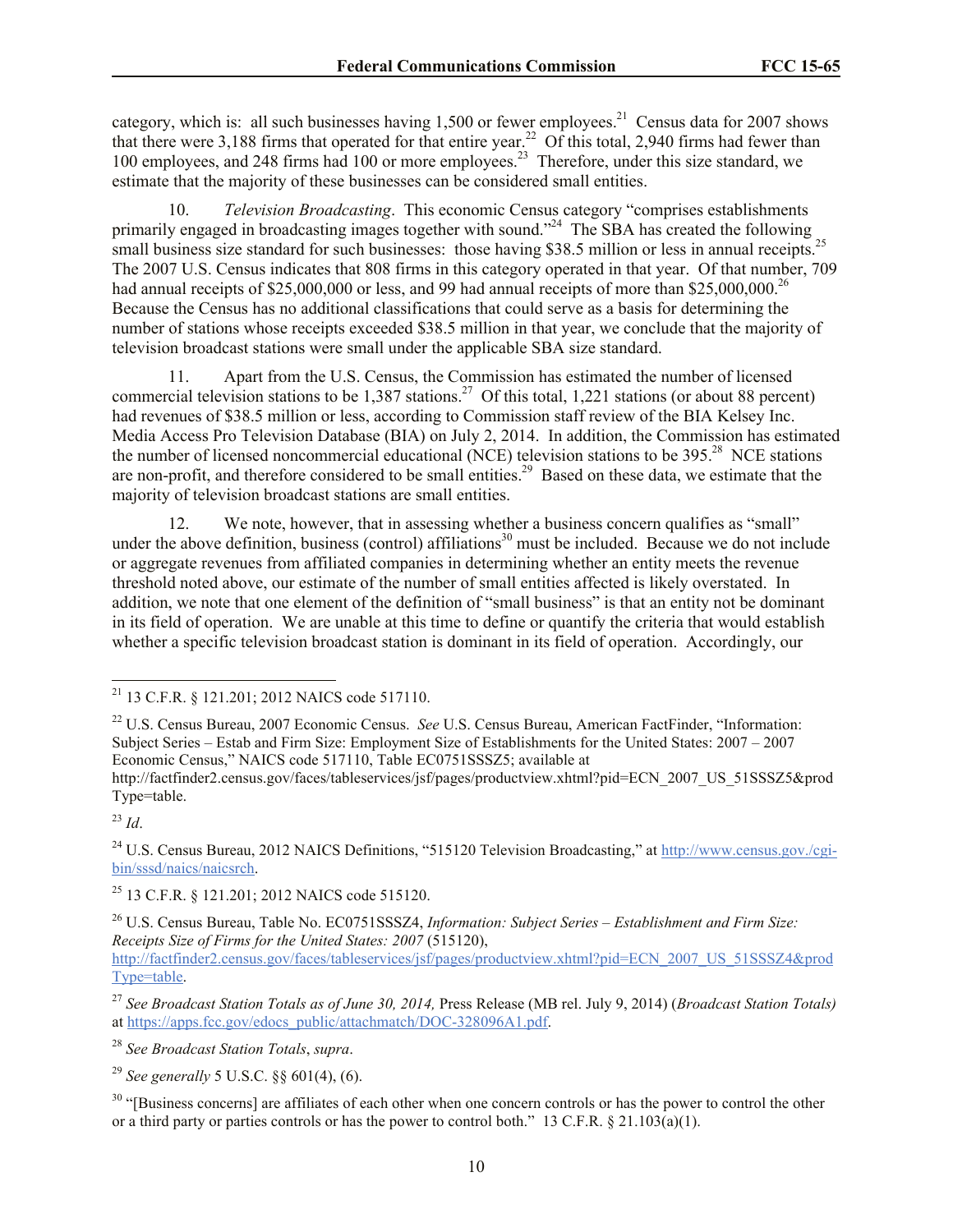category, which is: all such businesses having 1,500 or fewer employees.[21] Census data for 2007 shows that there were 3,188 firms that operated for that entire year.[22] Of this total, 2,940 firms had fewer than 100 employees, and 248 firms had 100 or more employees.[23] Therefore, under this size standard, we estimate that the majority of these businesses can be considered small entities.

10. *Television Broadcasting*. This economic Census category "comprises establishments primarily engaged in broadcasting images together with sound."[24] The SBA has created the following small business size standard for such businesses: those having $38.5 million or less in annual receipts.[25] The 2007 U.S. Census indicates that 808 firms in this category operated in that year. Of that number, 709 had annual receipts of $25,000,000 or less, and 99 had annual receipts of more than $25,000,000.[26] Because the Census has no additional classifications that could serve as a basis for determining the number of stations whose receipts exceeded $38.5 million in that year, we conclude that the majority of television broadcast stations were small under the applicable SBA size standard.

11. Apart from the U.S. Census, the Commission has estimated the number of licensed commercial television stations to be 1,387 stations.[27] Of this total, 1,221 stations (or about 88 percent) had revenues of $38.5 million or less, according to Commission staff review of the BIA Kelsey Inc. Media Access Pro Television Database (BIA) on July 2, 2014. In addition, the Commission has estimated the number of licensed noncommercial educational (NCE) television stations to be 395.[28] NCE stations are non-profit, and therefore considered to be small entities.[29] Based on these data, we estimate that the majority of television broadcast stations are small entities.

12. We note, however, that in assessing whether a business concern qualifies as "small" under the above definition, business (control) affiliations[30] must be included. Because we do not include or aggregate revenues from affiliated companies in determining whether an entity meets the revenue threshold noted above, our estimate of the number of small entities affected is likely overstated. In addition, we note that one element of the definition of "small business" is that an entity not be dominant in its field of operation. We are unable at this time to define or quantify the criteria that would establish whether a specific television broadcast station is dominant in its field of operation. Accordingly, our

---

[21] 13 C.F.R. § 121.201; 2012 NAICS code 517110.

[22] U.S. Census Bureau, 2007 Economic Census. *See* U.S. Census Bureau, American FactFinder, "Information: Subject Series – Estab and Firm Size: Employment Size of Establishments for the United States: 2007 – 2007 Economic Census," NAICS code 517110, Table EC0751SSSZ5; available at http://factfinder2.census.gov/faces/tableservices/jsf/pages/productview.xhtml?pid=ECN_2007_US_51SSSZ5&prodType=table.

[23] *Id*.

[24] U.S. Census Bureau, 2012 NAICS Definitions, "515120 Television Broadcasting," at http://www.census.gov./cgi-bin/sssd/naics/naicsrch.

[25] 13 C.F.R. § 121.201; 2012 NAICS code 515120.

[26] U.S. Census Bureau, Table No. EC0751SSSZ4, *Information: Subject Series – Establishment and Firm Size: Receipts Size of Firms for the United States: 2007* (515120), http://factfinder2.census.gov/faces/tableservices/jsf/pages/productview.xhtml?pid=ECN_2007_US_51SSSZ4&prodType=table.

[27] *See Broadcast Station Totals as of June 30, 2014,* Press Release (MB rel. July 9, 2014) (*Broadcast Station Totals)* at https://apps.fcc.gov/edocs_public/attachmatch/DOC-328096A1.pdf.

[28] *See Broadcast Station Totals*, *supra*.

[29] *See generally* 5 U.S.C. §§ 601(4), (6).

[30] "[Business concerns] are affiliates of each other when one concern controls or has the power to control the other or a third party or parties controls or has the power to control both." 13 C.F.R. § 21.103(a)(1).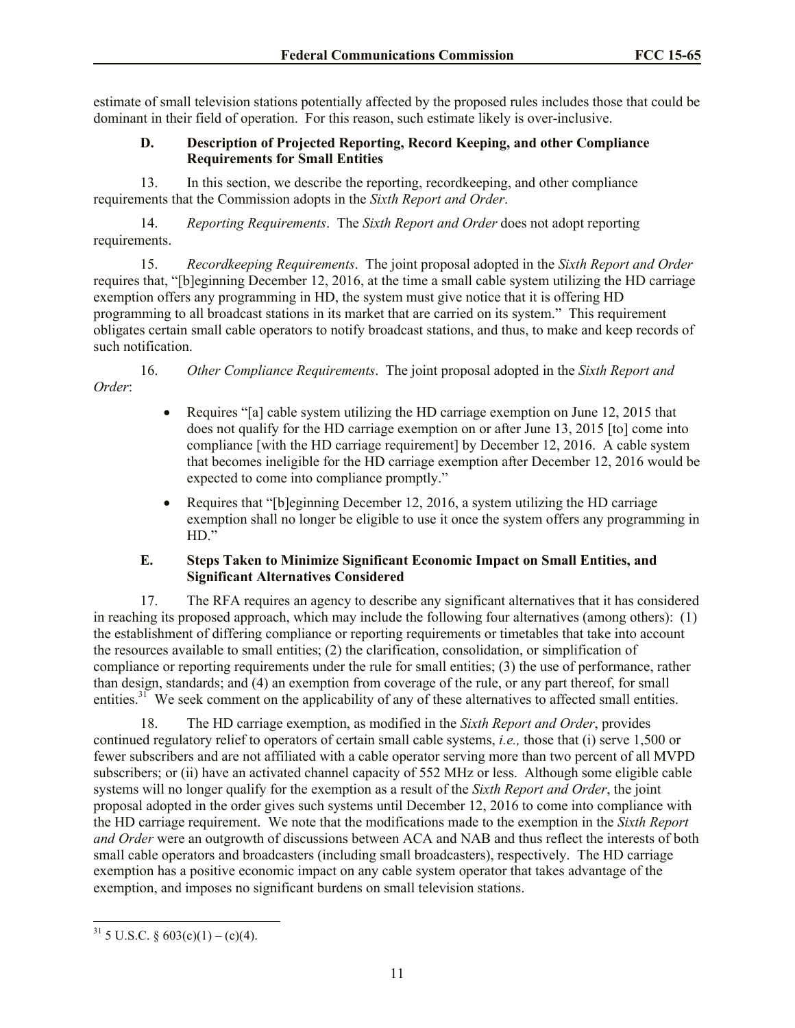estimate of small television stations potentially affected by the proposed rules includes those that could be dominant in their field of operation. For this reason, such estimate likely is over-inclusive.

### D. Description of Projected Reporting, Record Keeping, and other Compliance Requirements for Small Entities

13. In this section, we describe the reporting, recordkeeping, and other compliance requirements that the Commission adopts in the *Sixth Report and Order*.

14. *Reporting Requirements*. The *Sixth Report and Order* does not adopt reporting requirements.

15. *Recordkeeping Requirements*. The joint proposal adopted in the *Sixth Report and Order* requires that, "[b]eginning December 12, 2016, at the time a small cable system utilizing the HD carriage exemption offers any programming in HD, the system must give notice that it is offering HD programming to all broadcast stations in its market that are carried on its system." This requirement obligates certain small cable operators to notify broadcast stations, and thus, to make and keep records of such notification.

16. *Other Compliance Requirements*. The joint proposal adopted in the *Sixth Report and Order*:

- Requires "[a] cable system utilizing the HD carriage exemption on June 12, 2015 that does not qualify for the HD carriage exemption on or after June 13, 2015 [to] come into compliance [with the HD carriage requirement] by December 12, 2016. A cable system that becomes ineligible for the HD carriage exemption after December 12, 2016 would be expected to come into compliance promptly."
- Requires that "[b]eginning December 12, 2016, a system utilizing the HD carriage exemption shall no longer be eligible to use it once the system offers any programming in HD."

### E. Steps Taken to Minimize Significant Economic Impact on Small Entities, and Significant Alternatives Considered

17. The RFA requires an agency to describe any significant alternatives that it has considered in reaching its proposed approach, which may include the following four alternatives (among others): (1) the establishment of differing compliance or reporting requirements or timetables that take into account the resources available to small entities; (2) the clarification, consolidation, or simplification of compliance or reporting requirements under the rule for small entities; (3) the use of performance, rather than design, standards; and (4) an exemption from coverage of the rule, or any part thereof, for small entities.[31] We seek comment on the applicability of any of these alternatives to affected small entities.

18. The HD carriage exemption, as modified in the *Sixth Report and Order*, provides continued regulatory relief to operators of certain small cable systems, *i.e.,* those that (i) serve 1,500 or fewer subscribers and are not affiliated with a cable operator serving more than two percent of all MVPD subscribers; or (ii) have an activated channel capacity of 552 MHz or less. Although some eligible cable systems will no longer qualify for the exemption as a result of the *Sixth Report and Order*, the joint proposal adopted in the order gives such systems until December 12, 2016 to come into compliance with the HD carriage requirement. We note that the modifications made to the exemption in the *Sixth Report and Order* were an outgrowth of discussions between ACA and NAB and thus reflect the interests of both small cable operators and broadcasters (including small broadcasters), respectively. The HD carriage exemption has a positive economic impact on any cable system operator that takes advantage of the exemption, and imposes no significant burdens on small television stations.

---

[31] 5 U.S.C. § 603(c)(1) – (c)(4).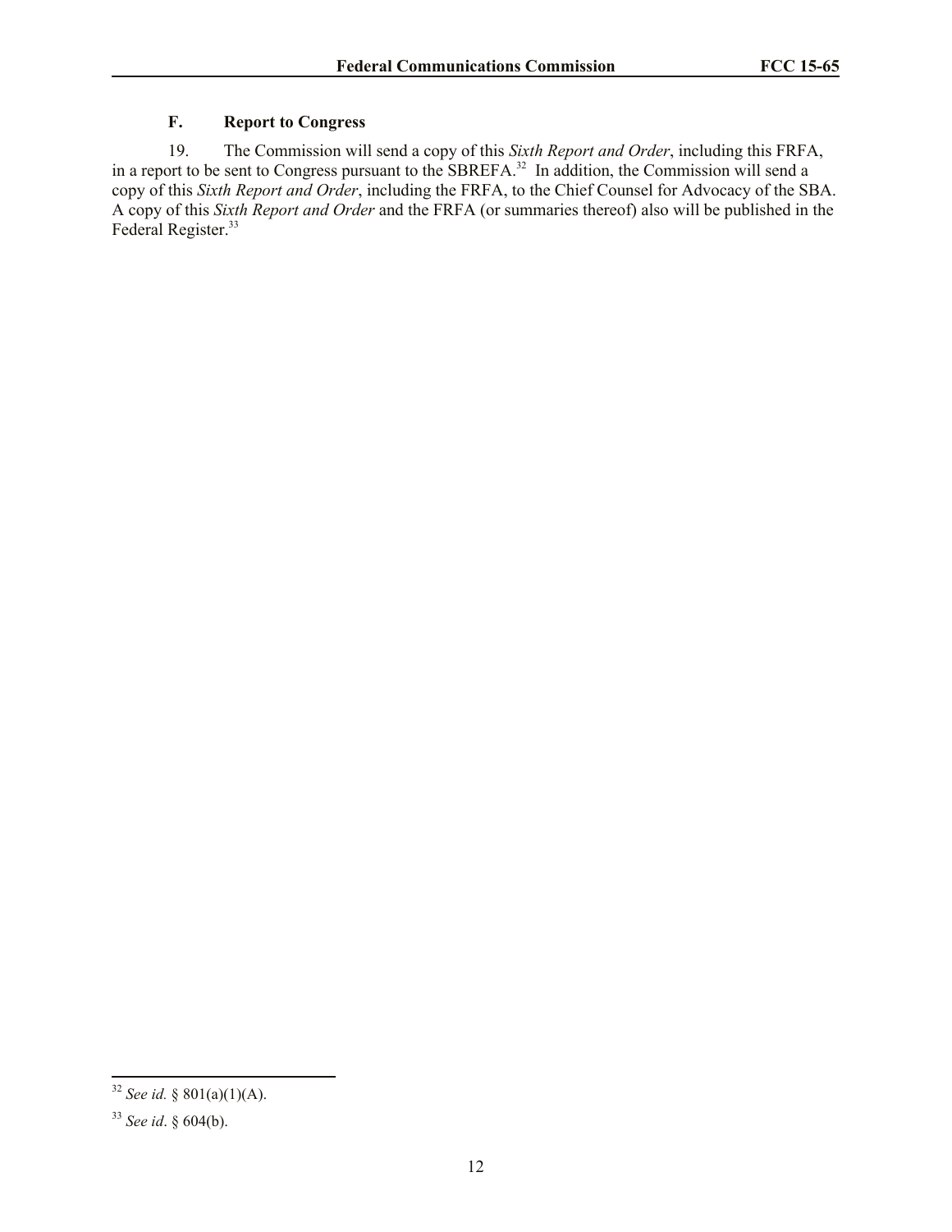### F. Report to Congress

19. The Commission will send a copy of this *Sixth Report and Order*, including this FRFA, in a report to be sent to Congress pursuant to the SBREFA.[32] In addition, the Commission will send a copy of this *Sixth Report and Order*, including the FRFA, to the Chief Counsel for Advocacy of the SBA. A copy of this *Sixth Report and Order* and the FRFA (or summaries thereof) also will be published in the Federal Register.[33]

---

[32] *See id.* § 801(a)(1)(A).

[33] *See id*. § 604(b).